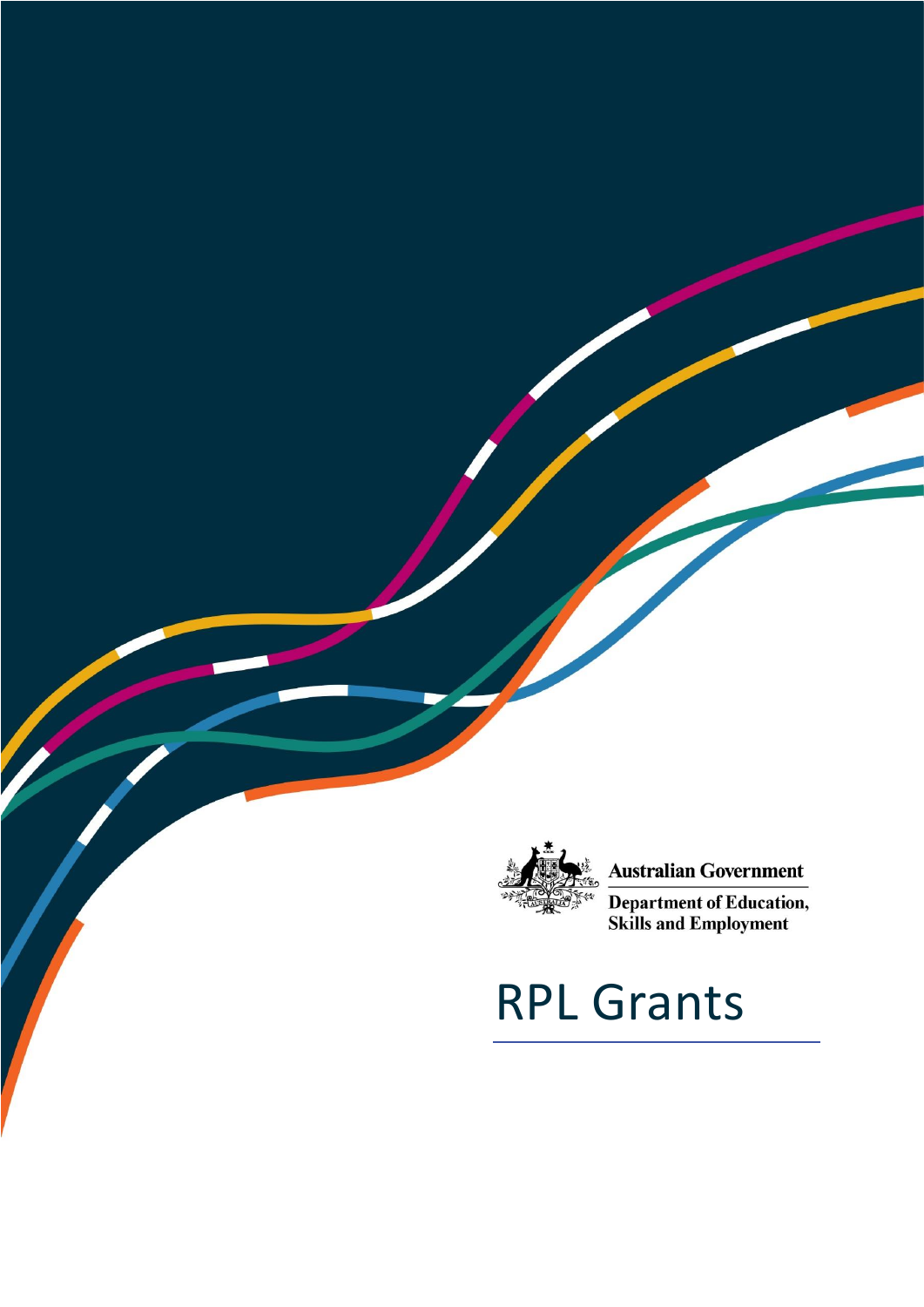Australian Government

Department of Education, Skills and Employment

# RPL Grants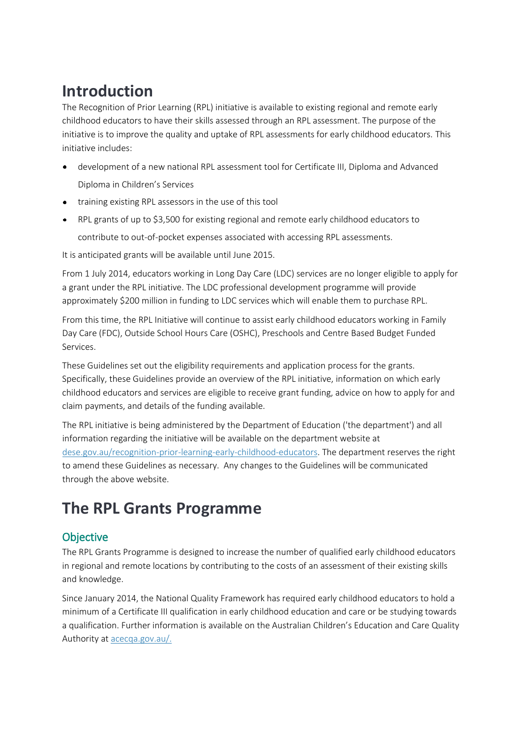# Introduction

The Recognition of Prior Learning (RPL) initiative is available to existing regional and remote early childhood educators to have their skills assessed through an RPL assessment. The purpose of the initiative is to improve the quality and uptake of RPL assessments for early childhood educators. This initiative includes:

- development of a new national RPL assessment tool for Certificate III, Diploma and Advanced Diploma in Children's Services
- training existing RPL assessors in the use of this tool
- RPL grants of up to $3,500 for existing regional and remote early childhood educators to contribute to out-of-pocket expenses associated with accessing RPL assessments.

It is anticipated grants will be available until June 2015.

From 1 July 2014, educators working in Long Day Care (LDC) services are no longer eligible to apply for a grant under the RPL initiative. The LDC professional development programme will provide approximately $200 million in funding to LDC services which will enable them to purchase RPL.

From this time, the RPL Initiative will continue to assist early childhood educators working in Family Day Care (FDC), Outside School Hours Care (OSHC), Preschools and Centre Based Budget Funded Services.

These Guidelines set out the eligibility requirements and application process for the grants. Specifically, these Guidelines provide an overview of the RPL initiative, information on which early childhood educators and services are eligible to receive grant funding, advice on how to apply for and claim payments, and details of the funding available.

The RPL initiative is being administered by the Department of Education ('the department') and all information regarding the initiative will be available on the department website at dese.gov.au/recognition-prior-learning-early-childhood-educators. The department reserves the right to amend these Guidelines as necessary. Any changes to the Guidelines will be communicated through the above website.

# The RPL Grants Programme

## Objective

The RPL Grants Programme is designed to increase the number of qualified early childhood educators in regional and remote locations by contributing to the costs of an assessment of their existing skills and knowledge.

Since January 2014, the National Quality Framework has required early childhood educators to hold a minimum of a Certificate III qualification in early childhood education and care or be studying towards a qualification. Further information is available on the Australian Children's Education and Care Quality Authority at acecqa.gov.au/.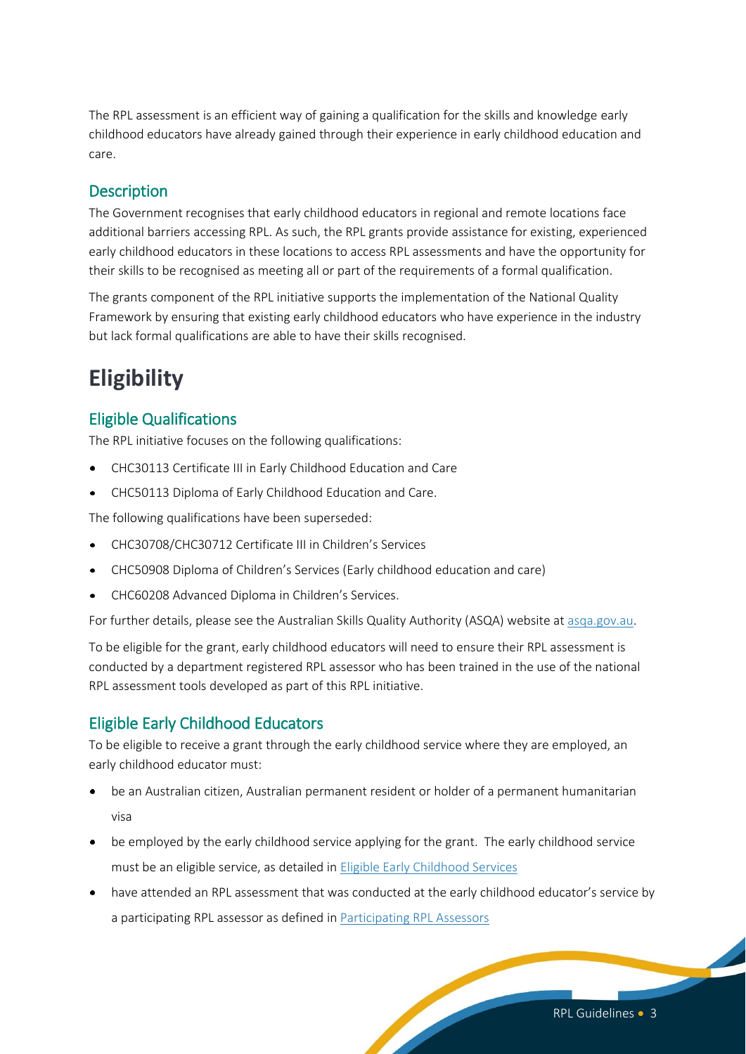The RPL assessment is an efficient way of gaining a qualification for the skills and knowledge early childhood educators have already gained through their experience in early childhood education and care.

## Description

The Government recognises that early childhood educators in regional and remote locations face additional barriers accessing RPL. As such, the RPL grants provide assistance for existing, experienced early childhood educators in these locations to access RPL assessments and have the opportunity for their skills to be recognised as meeting all or part of the requirements of a formal qualification.

The grants component of the RPL initiative supports the implementation of the National Quality Framework by ensuring that existing early childhood educators who have experience in the industry but lack formal qualifications are able to have their skills recognised.

# Eligibility

## Eligible Qualifications

The RPL initiative focuses on the following qualifications:

- CHC30113 Certificate III in Early Childhood Education and Care
- CHC50113 Diploma of Early Childhood Education and Care.

The following qualifications have been superseded:

- CHC30708/CHC30712 Certificate III in Children's Services
- CHC50908 Diploma of Children's Services (Early childhood education and care)
- CHC60208 Advanced Diploma in Children's Services.

For further details, please see the Australian Skills Quality Authority (ASQA) website at asqa.gov.au.

To be eligible for the grant, early childhood educators will need to ensure their RPL assessment is conducted by a department registered RPL assessor who has been trained in the use of the national RPL assessment tools developed as part of this RPL initiative.

## Eligible Early Childhood Educators

To be eligible to receive a grant through the early childhood service where they are employed, an early childhood educator must:

- be an Australian citizen, Australian permanent resident or holder of a permanent humanitarian visa
- be employed by the early childhood service applying for the grant. The early childhood service must be an eligible service, as detailed in Eligible Early Childhood Services
- have attended an RPL assessment that was conducted at the early childhood educator's service by a participating RPL assessor as defined in Participating RPL Assessors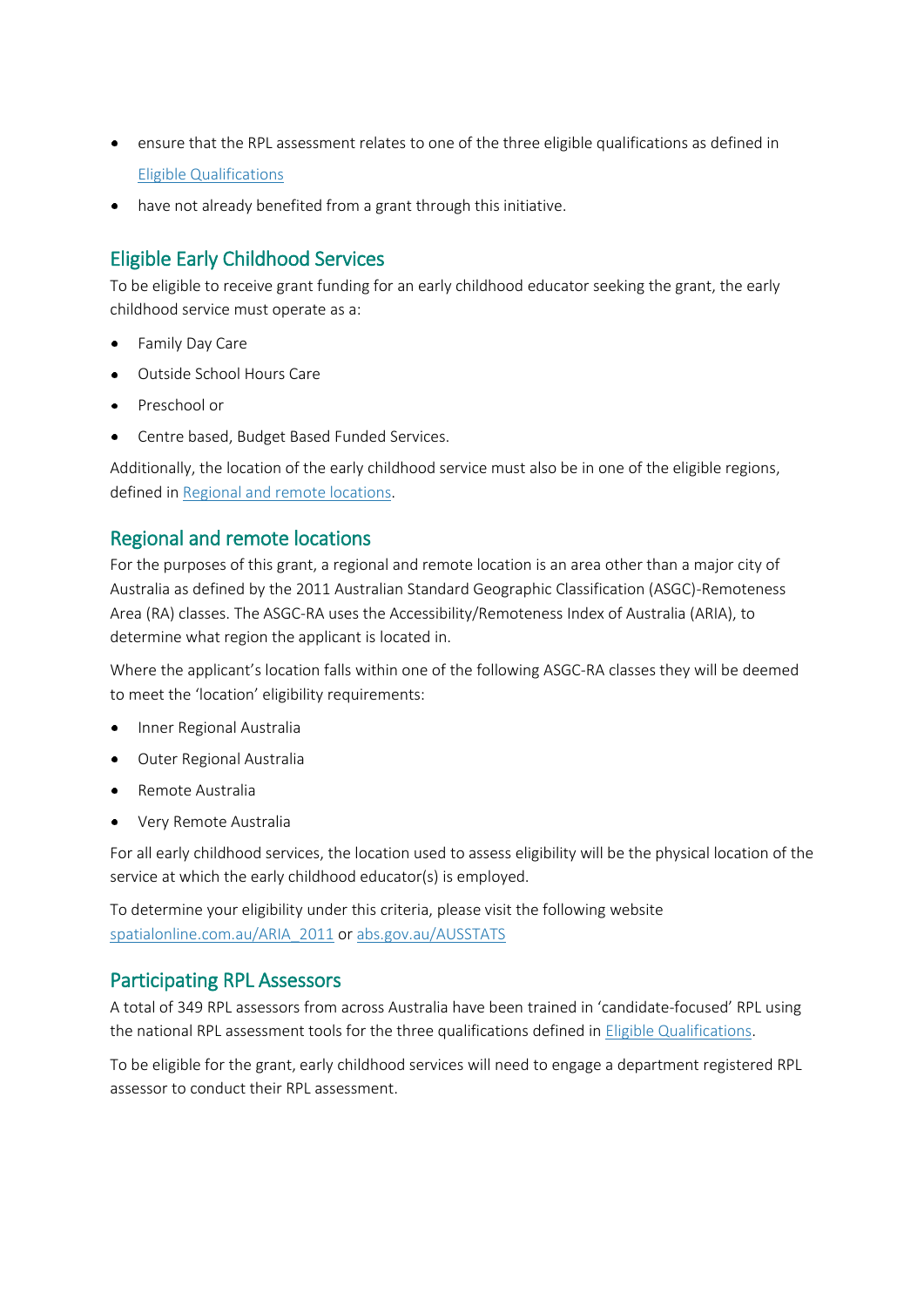- ensure that the RPL assessment relates to one of the three eligible qualifications as defined in [Eligible Qualifications](#)
- have not already benefited from a grant through this initiative.

## Eligible Early Childhood Services

To be eligible to receive grant funding for an early childhood educator seeking the grant, the early childhood service must operate as a:

- Family Day Care
- Outside School Hours Care
- Preschool or
- Centre based, Budget Based Funded Services.

Additionally, the location of the early childhood service must also be in one of the eligible regions, defined in [Regional and remote locations](#).

## Regional and remote locations

For the purposes of this grant, a regional and remote location is an area other than a major city of Australia as defined by the 2011 Australian Standard Geographic Classification (ASGC)-Remoteness Area (RA) classes. The ASGC-RA uses the Accessibility/Remoteness Index of Australia (ARIA), to determine what region the applicant is located in.

Where the applicant's location falls within one of the following ASGC-RA classes they will be deemed to meet the 'location' eligibility requirements:

- Inner Regional Australia
- Outer Regional Australia
- Remote Australia
- Very Remote Australia

For all early childhood services, the location used to assess eligibility will be the physical location of the service at which the early childhood educator(s) is employed.

To determine your eligibility under this criteria, please visit the following website [spatialonline.com.au/ARIA_2011](#) or [abs.gov.au/AUSSTATS](#)

## Participating RPL Assessors

A total of 349 RPL assessors from across Australia have been trained in 'candidate-focused' RPL using the national RPL assessment tools for the three qualifications defined in [Eligible Qualifications](#).

To be eligible for the grant, early childhood services will need to engage a department registered RPL assessor to conduct their RPL assessment.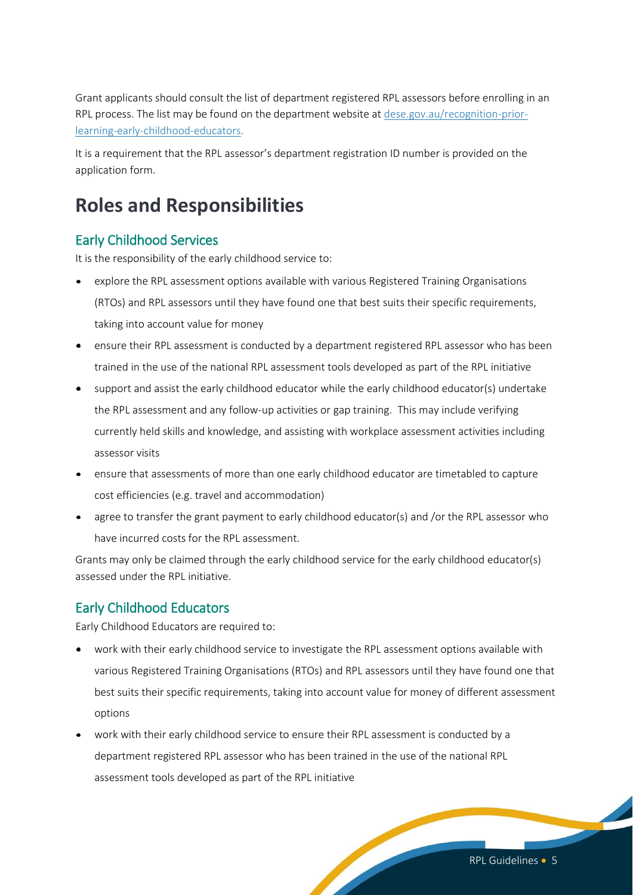Grant applicants should consult the list of department registered RPL assessors before enrolling in an RPL process. The list may be found on the department website at [dese.gov.au/recognition-prior-learning-early-childhood-educators](dese.gov.au/recognition-prior-learning-early-childhood-educators).

It is a requirement that the RPL assessor's department registration ID number is provided on the application form.

# Roles and Responsibilities

## Early Childhood Services

It is the responsibility of the early childhood service to:

- explore the RPL assessment options available with various Registered Training Organisations (RTOs) and RPL assessors until they have found one that best suits their specific requirements, taking into account value for money
- ensure their RPL assessment is conducted by a department registered RPL assessor who has been trained in the use of the national RPL assessment tools developed as part of the RPL initiative
- support and assist the early childhood educator while the early childhood educator(s) undertake the RPL assessment and any follow-up activities or gap training. This may include verifying currently held skills and knowledge, and assisting with workplace assessment activities including assessor visits
- ensure that assessments of more than one early childhood educator are timetabled to capture cost efficiencies (e.g. travel and accommodation)
- agree to transfer the grant payment to early childhood educator(s) and /or the RPL assessor who have incurred costs for the RPL assessment.

Grants may only be claimed through the early childhood service for the early childhood educator(s) assessed under the RPL initiative.

## Early Childhood Educators

Early Childhood Educators are required to:

- work with their early childhood service to investigate the RPL assessment options available with various Registered Training Organisations (RTOs) and RPL assessors until they have found one that best suits their specific requirements, taking into account value for money of different assessment options
- work with their early childhood service to ensure their RPL assessment is conducted by a department registered RPL assessor who has been trained in the use of the national RPL assessment tools developed as part of the RPL initiative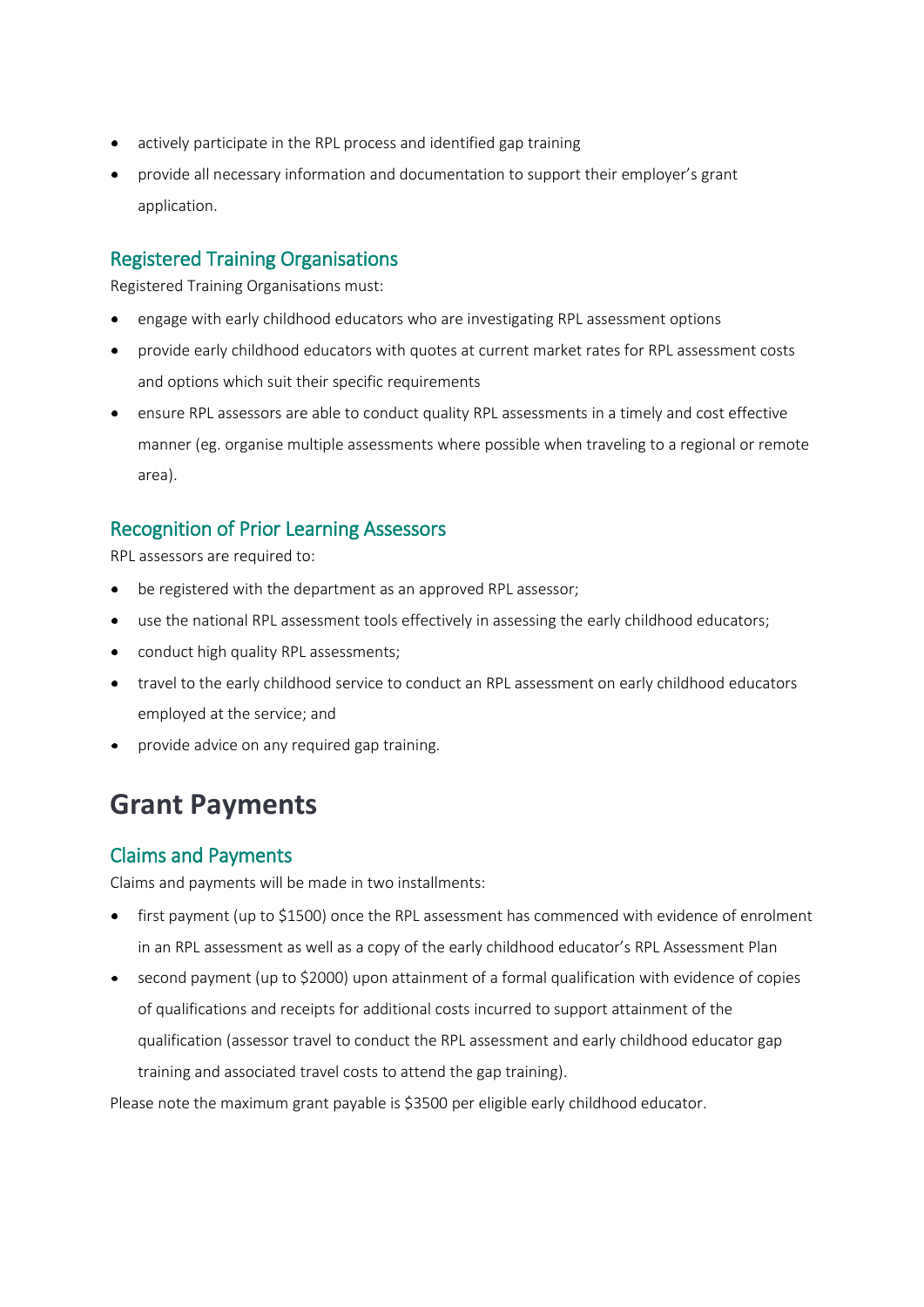- actively participate in the RPL process and identified gap training
- provide all necessary information and documentation to support their employer's grant application.

### Registered Training Organisations

Registered Training Organisations must:

- engage with early childhood educators who are investigating RPL assessment options
- provide early childhood educators with quotes at current market rates for RPL assessment costs and options which suit their specific requirements
- ensure RPL assessors are able to conduct quality RPL assessments in a timely and cost effective manner (eg. organise multiple assessments where possible when traveling to a regional or remote area).

### Recognition of Prior Learning Assessors

RPL assessors are required to:

- be registered with the department as an approved RPL assessor;
- use the national RPL assessment tools effectively in assessing the early childhood educators;
- conduct high quality RPL assessments;
- travel to the early childhood service to conduct an RPL assessment on early childhood educators employed at the service; and
- provide advice on any required gap training.

## Grant Payments

### Claims and Payments

Claims and payments will be made in two installments:

- first payment (up to $1500) once the RPL assessment has commenced with evidence of enrolment in an RPL assessment as well as a copy of the early childhood educator's RPL Assessment Plan
- second payment (up to $2000) upon attainment of a formal qualification with evidence of copies of qualifications and receipts for additional costs incurred to support attainment of the qualification (assessor travel to conduct the RPL assessment and early childhood educator gap training and associated travel costs to attend the gap training).

Please note the maximum grant payable is $3500 per eligible early childhood educator.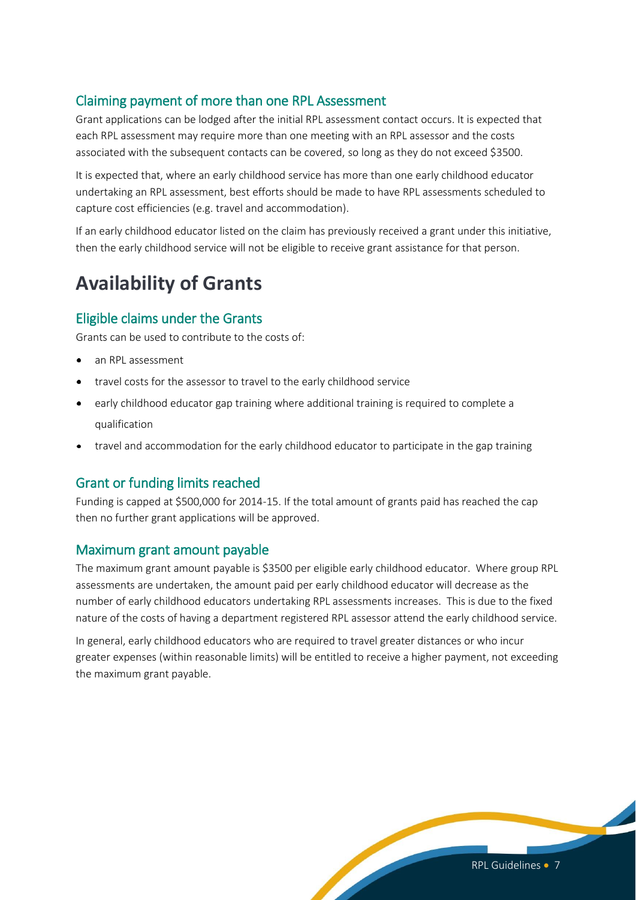### Claiming payment of more than one RPL Assessment

Grant applications can be lodged after the initial RPL assessment contact occurs. It is expected that each RPL assessment may require more than one meeting with an RPL assessor and the costs associated with the subsequent contacts can be covered, so long as they do not exceed $3500.

It is expected that, where an early childhood service has more than one early childhood educator undertaking an RPL assessment, best efforts should be made to have RPL assessments scheduled to capture cost efficiencies (e.g. travel and accommodation).

If an early childhood educator listed on the claim has previously received a grant under this initiative, then the early childhood service will not be eligible to receive grant assistance for that person.

## Availability of Grants

### Eligible claims under the Grants

Grants can be used to contribute to the costs of:

- an RPL assessment
- travel costs for the assessor to travel to the early childhood service
- early childhood educator gap training where additional training is required to complete a qualification
- travel and accommodation for the early childhood educator to participate in the gap training

### Grant or funding limits reached

Funding is capped at $500,000 for 2014-15. If the total amount of grants paid has reached the cap then no further grant applications will be approved.

### Maximum grant amount payable

The maximum grant amount payable is $3500 per eligible early childhood educator. Where group RPL assessments are undertaken, the amount paid per early childhood educator will decrease as the number of early childhood educators undertaking RPL assessments increases. This is due to the fixed nature of the costs of having a department registered RPL assessor attend the early childhood service.

In general, early childhood educators who are required to travel greater distances or who incur greater expenses (within reasonable limits) will be entitled to receive a higher payment, not exceeding the maximum grant payable.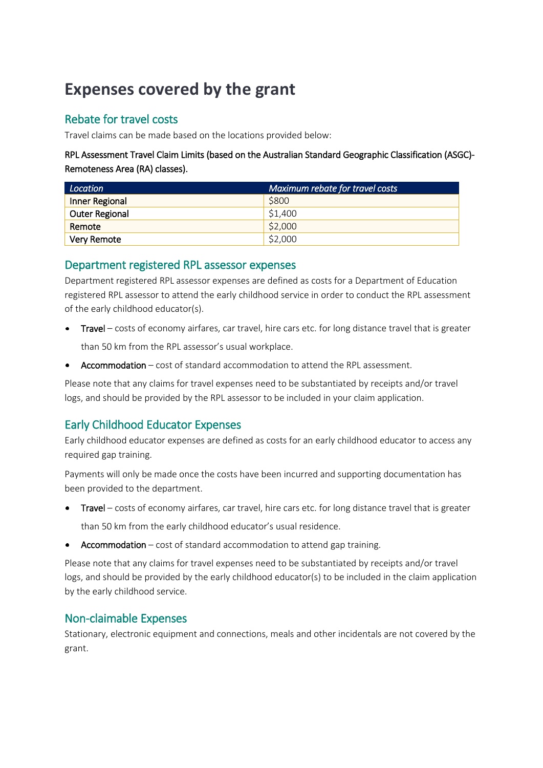# Expenses covered by the grant

## Rebate for travel costs

Travel claims can be made based on the locations provided below:

**RPL Assessment Travel Claim Limits (based on the Australian Standard Geographic Classification (ASGC)-Remoteness Area (RA) classes).**

| *Location* | *Maximum rebate for travel costs* |
|---|---|
| Inner Regional | $800 |
| Outer Regional | $1,400 |
| Remote | $2,000 |
| Very Remote | $2,000 |

## Department registered RPL assessor expenses

Department registered RPL assessor expenses are defined as costs for a Department of Education registered RPL assessor to attend the early childhood service in order to conduct the RPL assessment of the early childhood educator(s).

- Travel – costs of economy airfares, car travel, hire cars etc. for long distance travel that is greater than 50 km from the RPL assessor's usual workplace.
- Accommodation – cost of standard accommodation to attend the RPL assessment.

Please note that any claims for travel expenses need to be substantiated by receipts and/or travel logs, and should be provided by the RPL assessor to be included in your claim application.

## Early Childhood Educator Expenses

Early childhood educator expenses are defined as costs for an early childhood educator to access any required gap training.

Payments will only be made once the costs have been incurred and supporting documentation has been provided to the department.

- Travel – costs of economy airfares, car travel, hire cars etc. for long distance travel that is greater than 50 km from the early childhood educator's usual residence.
- Accommodation – cost of standard accommodation to attend gap training.

Please note that any claims for travel expenses need to be substantiated by receipts and/or travel logs, and should be provided by the early childhood educator(s) to be included in the claim application by the early childhood service.

## Non-claimable Expenses

Stationary, electronic equipment and connections, meals and other incidentals are not covered by the grant.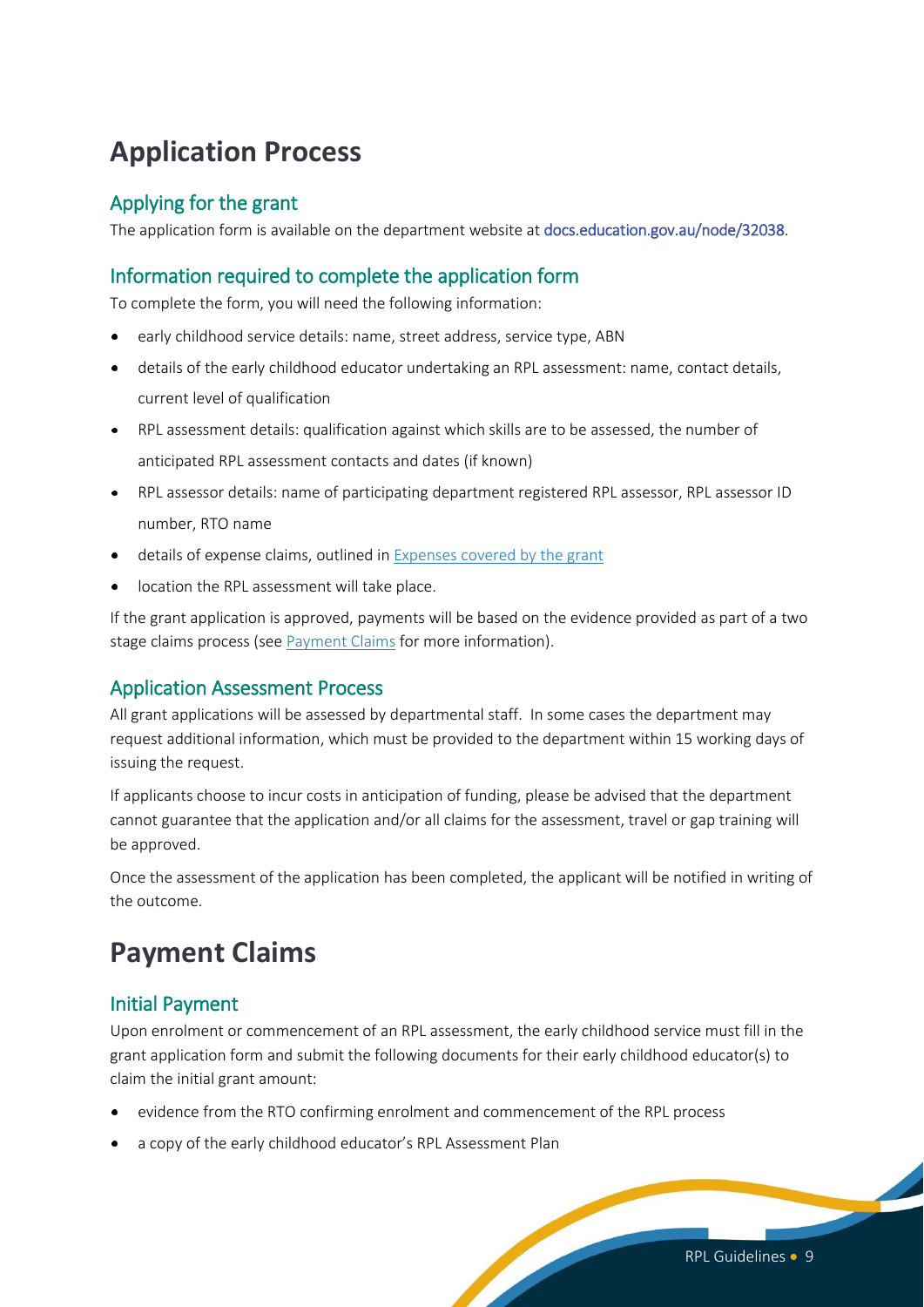# Application Process

## Applying for the grant

The application form is available on the department website at docs.education.gov.au/node/32038.

## Information required to complete the application form

To complete the form, you will need the following information:

- early childhood service details: name, street address, service type, ABN
- details of the early childhood educator undertaking an RPL assessment: name, contact details, current level of qualification
- RPL assessment details: qualification against which skills are to be assessed, the number of anticipated RPL assessment contacts and dates (if known)
- RPL assessor details: name of participating department registered RPL assessor, RPL assessor ID number, RTO name
- details of expense claims, outlined in Expenses covered by the grant
- location the RPL assessment will take place.

If the grant application is approved, payments will be based on the evidence provided as part of a two stage claims process (see Payment Claims for more information).

## Application Assessment Process

All grant applications will be assessed by departmental staff. In some cases the department may request additional information, which must be provided to the department within 15 working days of issuing the request.

If applicants choose to incur costs in anticipation of funding, please be advised that the department cannot guarantee that the application and/or all claims for the assessment, travel or gap training will be approved.

Once the assessment of the application has been completed, the applicant will be notified in writing of the outcome.

# Payment Claims

## Initial Payment

Upon enrolment or commencement of an RPL assessment, the early childhood service must fill in the grant application form and submit the following documents for their early childhood educator(s) to claim the initial grant amount:

- evidence from the RTO confirming enrolment and commencement of the RPL process
- a copy of the early childhood educator's RPL Assessment Plan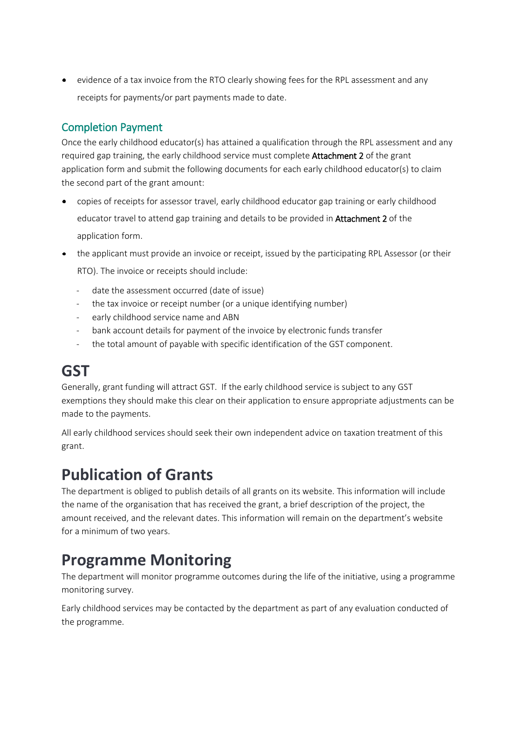- evidence of a tax invoice from the RTO clearly showing fees for the RPL assessment and any receipts for payments/or part payments made to date.

### Completion Payment

Once the early childhood educator(s) has attained a qualification through the RPL assessment and any required gap training, the early childhood service must complete **Attachment 2** of the grant application form and submit the following documents for each early childhood educator(s) to claim the second part of the grant amount:

- copies of receipts for assessor travel, early childhood educator gap training or early childhood educator travel to attend gap training and details to be provided in **Attachment 2** of the application form.
- the applicant must provide an invoice or receipt, issued by the participating RPL Assessor (or their RTO). The invoice or receipts should include:
  - date the assessment occurred (date of issue)
  - the tax invoice or receipt number (or a unique identifying number)
  - early childhood service name and ABN
  - bank account details for payment of the invoice by electronic funds transfer
  - the total amount of payable with specific identification of the GST component.

# GST

Generally, grant funding will attract GST. If the early childhood service is subject to any GST exemptions they should make this clear on their application to ensure appropriate adjustments can be made to the payments.

All early childhood services should seek their own independent advice on taxation treatment of this grant.

# Publication of Grants

The department is obliged to publish details of all grants on its website. This information will include the name of the organisation that has received the grant, a brief description of the project, the amount received, and the relevant dates. This information will remain on the department's website for a minimum of two years.

# Programme Monitoring

The department will monitor programme outcomes during the life of the initiative, using a programme monitoring survey.

Early childhood services may be contacted by the department as part of any evaluation conducted of the programme.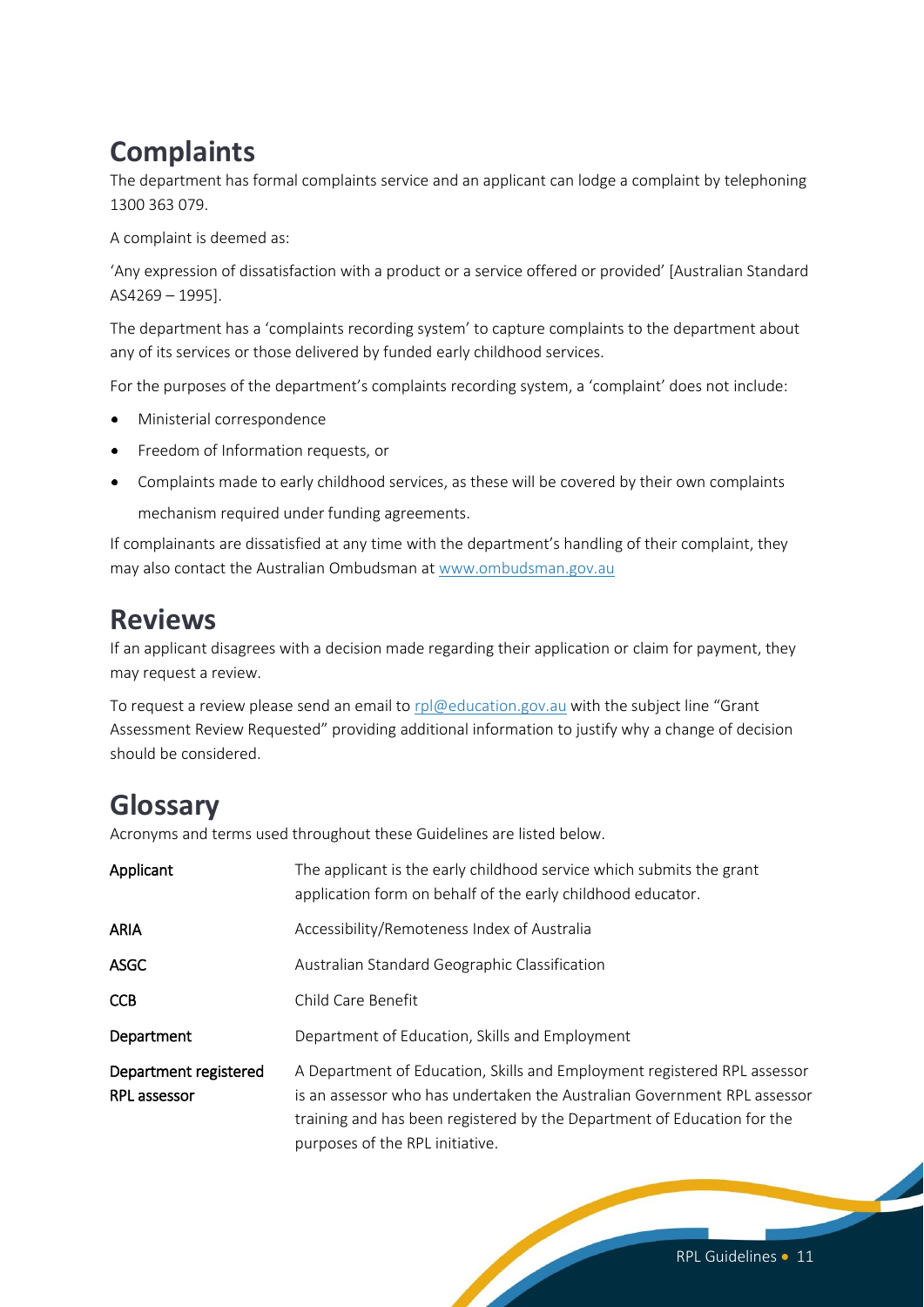## Complaints

The department has formal complaints service and an applicant can lodge a complaint by telephoning 1300 363 079.

A complaint is deemed as:

'Any expression of dissatisfaction with a product or a service offered or provided' [Australian Standard AS4269 – 1995].

The department has a 'complaints recording system' to capture complaints to the department about any of its services or those delivered by funded early childhood services.

For the purposes of the department's complaints recording system, a 'complaint' does not include:

- Ministerial correspondence
- Freedom of Information requests, or
- Complaints made to early childhood services, as these will be covered by their own complaints mechanism required under funding agreements.

If complainants are dissatisfied at any time with the department's handling of their complaint, they may also contact the Australian Ombudsman at [www.ombudsman.gov.au](http://www.ombudsman.gov.au)

## Reviews

If an applicant disagrees with a decision made regarding their application or claim for payment, they may request a review.

To request a review please send an email to [rpl@education.gov.au](mailto:rpl@education.gov.au) with the subject line "Grant Assessment Review Requested" providing additional information to justify why a change of decision should be considered.

## Glossary

Acronyms and terms used throughout these Guidelines are listed below.

| Term | Definition |
|---|---|
| **Applicant** | The applicant is the early childhood service which submits the grant application form on behalf of the early childhood educator. |
| **ARIA** | Accessibility/Remoteness Index of Australia |
| **ASGC** | Australian Standard Geographic Classification |
| **CCB** | Child Care Benefit |
| **Department** | Department of Education, Skills and Employment |
| **Department registered RPL assessor** | A Department of Education, Skills and Employment registered RPL assessor is an assessor who has undertaken the Australian Government RPL assessor training and has been registered by the Department of Education for the purposes of the RPL initiative. |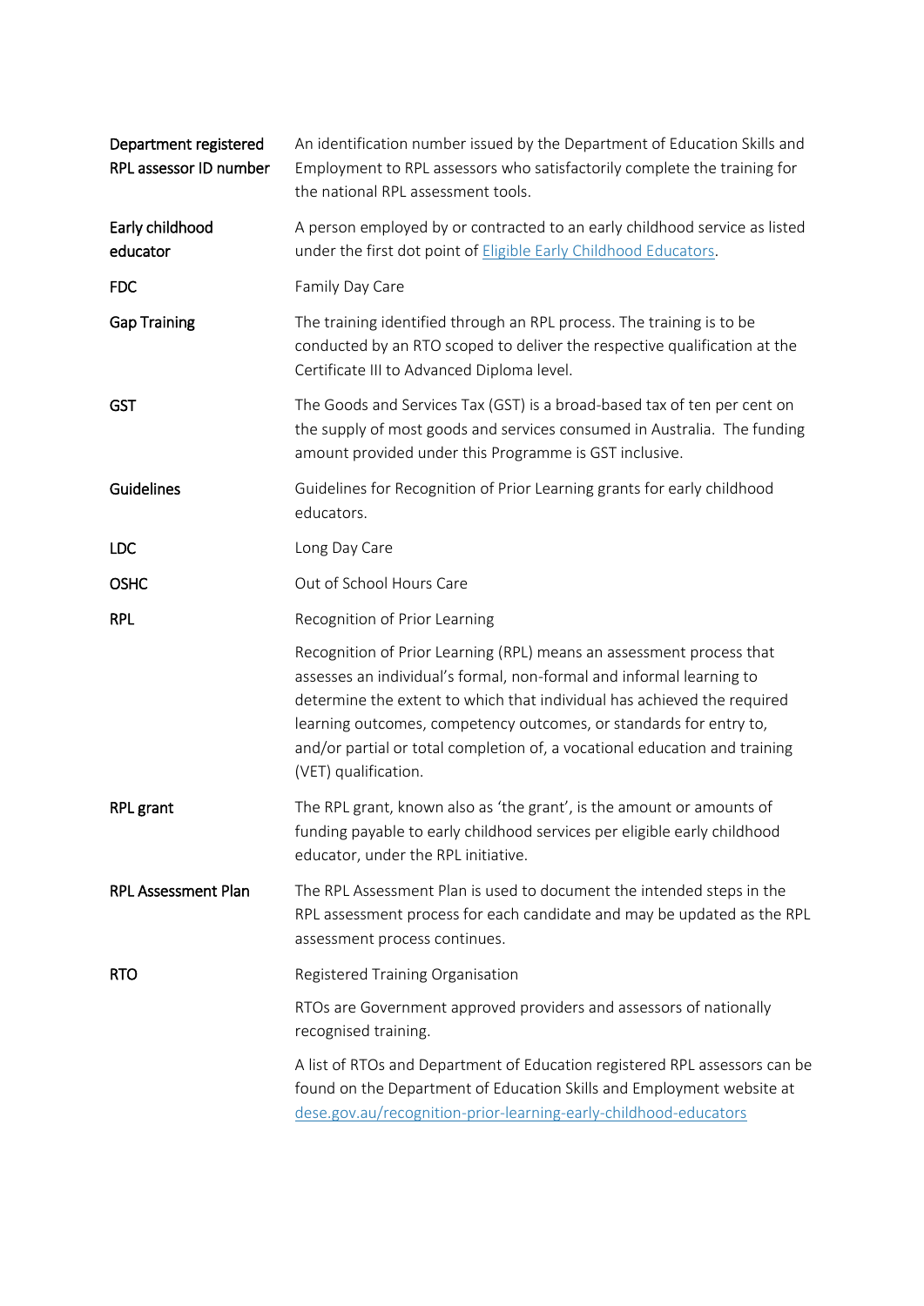| | |
|---|---|
| **Department registered RPL assessor ID number** | An identification number issued by the Department of Education Skills and Employment to RPL assessors who satisfactorily complete the training for the national RPL assessment tools. |
| **Early childhood educator** | A person employed by or contracted to an early childhood service as listed under the first dot point of [Eligible Early Childhood Educators](). |
| **FDC** | Family Day Care |
| **Gap Training** | The training identified through an RPL process. The training is to be conducted by an RTO scoped to deliver the respective qualification at the Certificate III to Advanced Diploma level. |
| **GST** | The Goods and Services Tax (GST) is a broad-based tax of ten per cent on the supply of most goods and services consumed in Australia. The funding amount provided under this Programme is GST inclusive. |
| **Guidelines** | Guidelines for Recognition of Prior Learning grants for early childhood educators. |
| **LDC** | Long Day Care |
| **OSHC** | Out of School Hours Care |
| **RPL** | Recognition of Prior Learning<br><br>Recognition of Prior Learning (RPL) means an assessment process that assesses an individual's formal, non-formal and informal learning to determine the extent to which that individual has achieved the required learning outcomes, competency outcomes, or standards for entry to, and/or partial or total completion of, a vocational education and training (VET) qualification. |
| **RPL grant** | The RPL grant, known also as 'the grant', is the amount or amounts of funding payable to early childhood services per eligible early childhood educator, under the RPL initiative. |
| **RPL Assessment Plan** | The RPL Assessment Plan is used to document the intended steps in the RPL assessment process for each candidate and may be updated as the RPL assessment process continues. |
| **RTO** | Registered Training Organisation<br><br>RTOs are Government approved providers and assessors of nationally recognised training.<br><br>A list of RTOs and Department of Education registered RPL assessors can be found on the Department of Education Skills and Employment website at [dese.gov.au/recognition-prior-learning-early-childhood-educators]() |